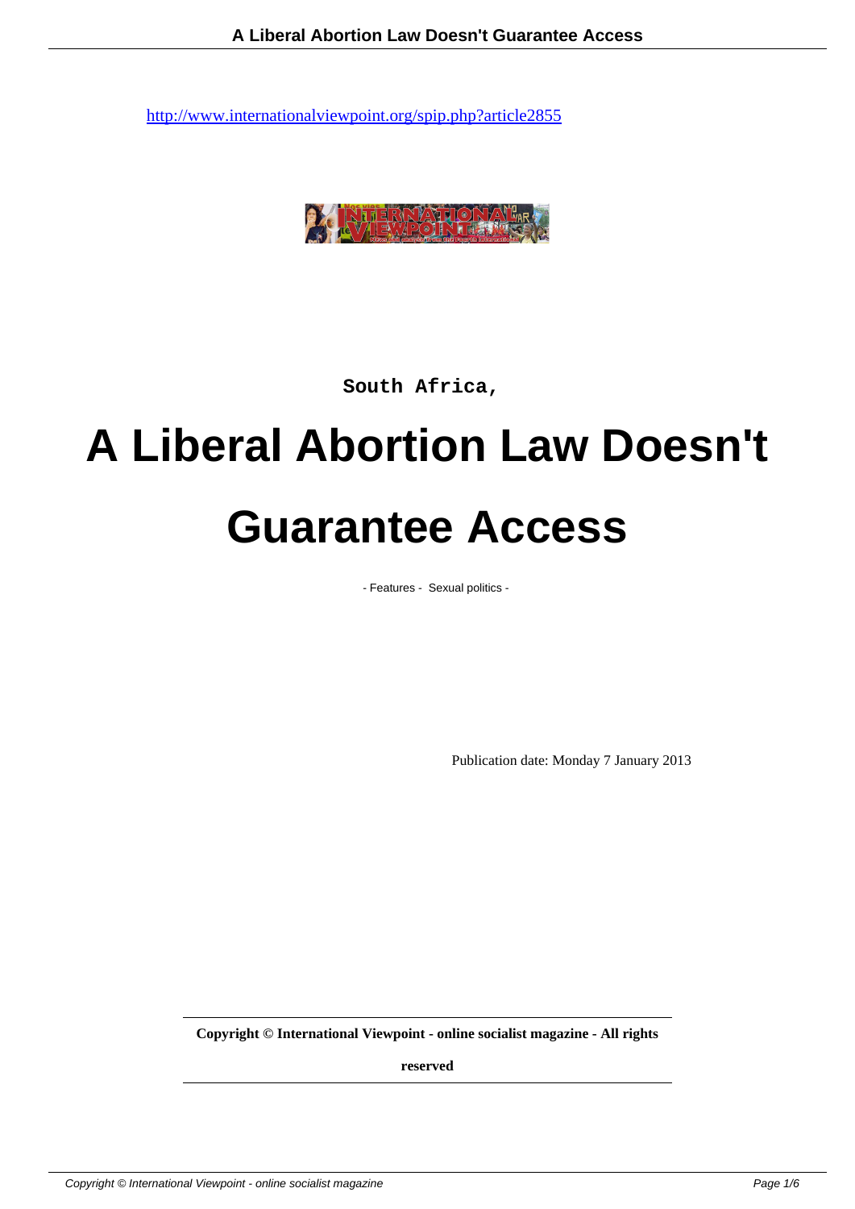http://www.internationalviewpoint.org/spip.php?article2855

South Africa,

# A Liberal Abortion Law Doesn't Guarantee Access

- Features - Sexual politics -

Publication date: Monday 7 January 2013

**Copyright © International Viewpoint - online socialist magazine - All rights reserved**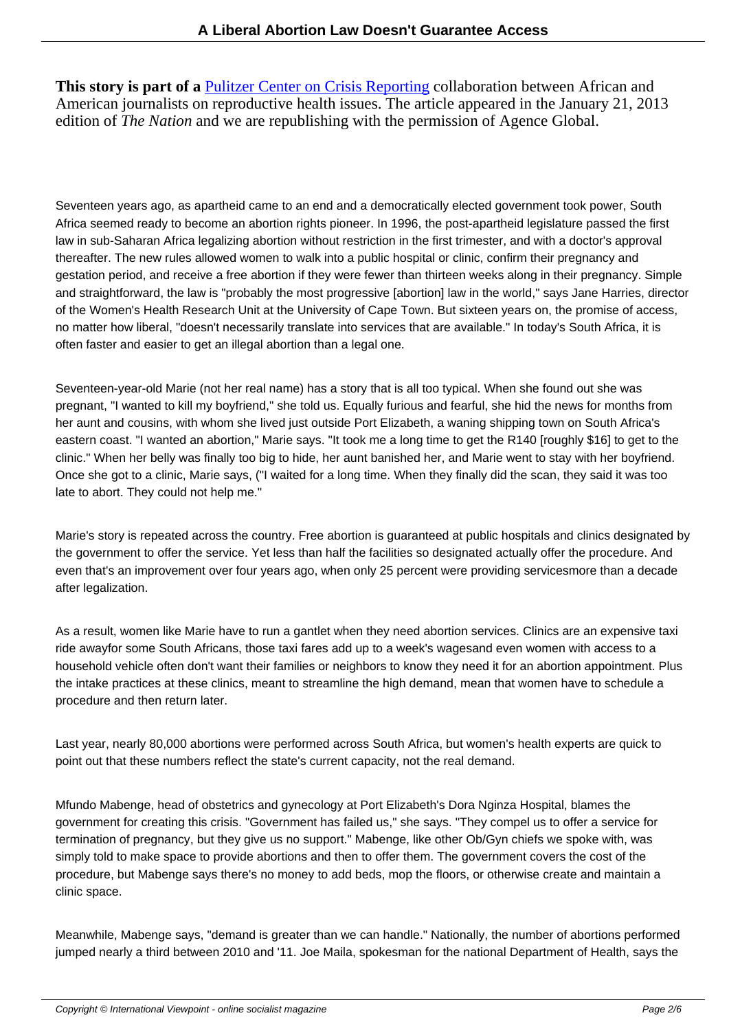**This story is part of a** [Pulitzer Center on Crisis Reporting] collaboration between African and American journalists on reproductive health issues. The article appeared in the January 21, 2013 edition of *The Nation* and we are republishing with the permission of Agence Global.

Seventeen years ago, as apartheid came to an end and a democratically elected government took power, South Africa seemed ready to become an abortion rights pioneer. In 1996, the post-apartheid legislature passed the first law in sub-Saharan Africa legalizing abortion without restriction in the first trimester, and with a doctor's approval thereafter. The new rules allowed women to walk into a public hospital or clinic, confirm their pregnancy and gestation period, and receive a free abortion if they were fewer than thirteen weeks along in their pregnancy. Simple and straightforward, the law is "probably the most progressive [abortion] law in the world," says Jane Harries, director of the Women's Health Research Unit at the University of Cape Town. But sixteen years on, the promise of access, no matter how liberal, "doesn't necessarily translate into services that are available." In today's South Africa, it is often faster and easier to get an illegal abortion than a legal one.

Seventeen-year-old Marie (not her real name) has a story that is all too typical. When she found out she was pregnant, "I wanted to kill my boyfriend," she told us. Equally furious and fearful, she hid the news for months from her aunt and cousins, with whom she lived just outside Port Elizabeth, a waning shipping town on South Africa's eastern coast. "I wanted an abortion," Marie says. "It took me a long time to get the R140 [roughly $16] to get to the clinic." When her belly was finally too big to hide, her aunt banished her, and Marie went to stay with her boyfriend. Once she got to a clinic, Marie says, ("I waited for a long time. When they finally did the scan, they said it was too late to abort. They could not help me."

Marie's story is repeated across the country. Free abortion is guaranteed at public hospitals and clinics designated by the government to offer the service. Yet less than half the facilities so designated actually offer the procedure. And even that's an improvement over four years ago, when only 25 percent were providing servicesmore than a decade after legalization.

As a result, women like Marie have to run a gantlet when they need abortion services. Clinics are an expensive taxi ride awayfor some South Africans, those taxi fares add up to a week's wagesand even women with access to a household vehicle often don't want their families or neighbors to know they need it for an abortion appointment. Plus the intake practices at these clinics, meant to streamline the high demand, mean that women have to schedule a procedure and then return later.

Last year, nearly 80,000 abortions were performed across South Africa, but women's health experts are quick to point out that these numbers reflect the state's current capacity, not the real demand.

Mfundo Mabenge, head of obstetrics and gynecology at Port Elizabeth's Dora Nginza Hospital, blames the government for creating this crisis. "Government has failed us," she says. "They compel us to offer a service for termination of pregnancy, but they give us no support." Mabenge, like other Ob/Gyn chiefs we spoke with, was simply told to make space to provide abortions and then to offer them. The government covers the cost of the procedure, but Mabenge says there's no money to add beds, mop the floors, or otherwise create and maintain a clinic space.

Meanwhile, Mabenge says, "demand is greater than we can handle." Nationally, the number of abortions performed jumped nearly a third between 2010 and '11. Joe Maila, spokesman for the national Department of Health, says the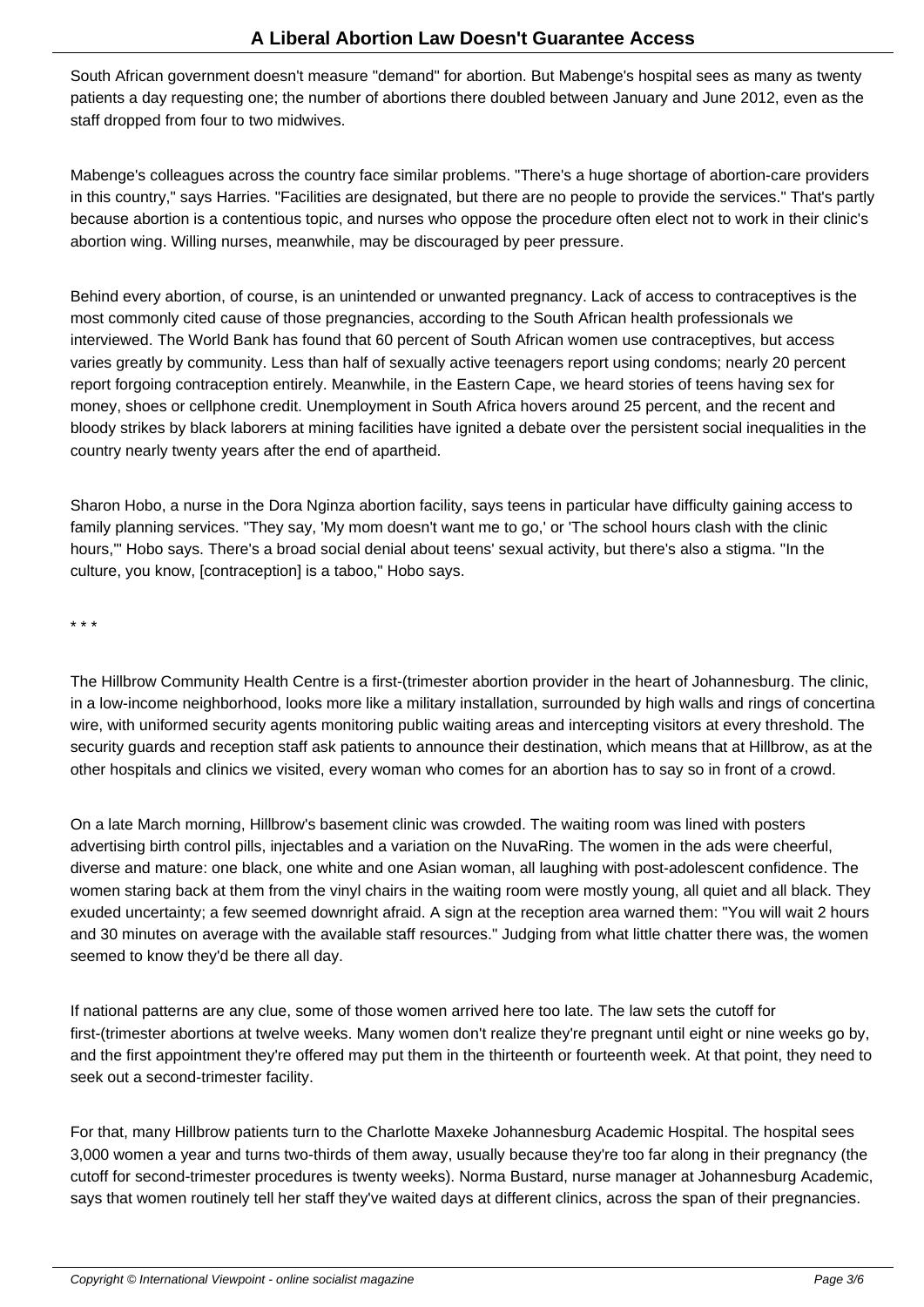South African government doesn't measure "demand" for abortion. But Mabenge's hospital sees as many as twenty patients a day requesting one; the number of abortions there doubled between January and June 2012, even as the staff dropped from four to two midwives.

Mabenge's colleagues across the country face similar problems. "There's a huge shortage of abortion-care providers in this country," says Harries. "Facilities are designated, but there are no people to provide the services." That's partly because abortion is a contentious topic, and nurses who oppose the procedure often elect not to work in their clinic's abortion wing. Willing nurses, meanwhile, may be discouraged by peer pressure.

Behind every abortion, of course, is an unintended or unwanted pregnancy. Lack of access to contraceptives is the most commonly cited cause of those pregnancies, according to the South African health professionals we interviewed. The World Bank has found that 60 percent of South African women use contraceptives, but access varies greatly by community. Less than half of sexually active teenagers report using condoms; nearly 20 percent report forgoing contraception entirely. Meanwhile, in the Eastern Cape, we heard stories of teens having sex for money, shoes or cellphone credit. Unemployment in South Africa hovers around 25 percent, and the recent and bloody strikes by black laborers at mining facilities have ignited a debate over the persistent social inequalities in the country nearly twenty years after the end of apartheid.

Sharon Hobo, a nurse in the Dora Nginza abortion facility, says teens in particular have difficulty gaining access to family planning services. "They say, 'My mom doesn't want me to go,' or 'The school hours clash with the clinic hours,'" Hobo says. There's a broad social denial about teens' sexual activity, but there's also a stigma. "In the culture, you know, [contraception] is a taboo," Hobo says.

* * *

The Hillbrow Community Health Centre is a first-(trimester abortion provider in the heart of Johannesburg. The clinic, in a low-income neighborhood, looks more like a military installation, surrounded by high walls and rings of concertina wire, with uniformed security agents monitoring public waiting areas and intercepting visitors at every threshold. The security guards and reception staff ask patients to announce their destination, which means that at Hillbrow, as at the other hospitals and clinics we visited, every woman who comes for an abortion has to say so in front of a crowd.

On a late March morning, Hillbrow's basement clinic was crowded. The waiting room was lined with posters advertising birth control pills, injectables and a variation on the NuvaRing. The women in the ads were cheerful, diverse and mature: one black, one white and one Asian woman, all laughing with post-adolescent confidence. The women staring back at them from the vinyl chairs in the waiting room were mostly young, all quiet and all black. They exuded uncertainty; a few seemed downright afraid. A sign at the reception area warned them: "You will wait 2 hours and 30 minutes on average with the available staff resources." Judging from what little chatter there was, the women seemed to know they'd be there all day.

If national patterns are any clue, some of those women arrived here too late. The law sets the cutoff for first-(trimester abortions at twelve weeks. Many women don't realize they're pregnant until eight or nine weeks go by, and the first appointment they're offered may put them in the thirteenth or fourteenth week. At that point, they need to seek out a second-trimester facility.

For that, many Hillbrow patients turn to the Charlotte Maxeke Johannesburg Academic Hospital. The hospital sees 3,000 women a year and turns two-thirds of them away, usually because they're too far along in their pregnancy (the cutoff for second-trimester procedures is twenty weeks). Norma Bustard, nurse manager at Johannesburg Academic, says that women routinely tell her staff they've waited days at different clinics, across the span of their pregnancies.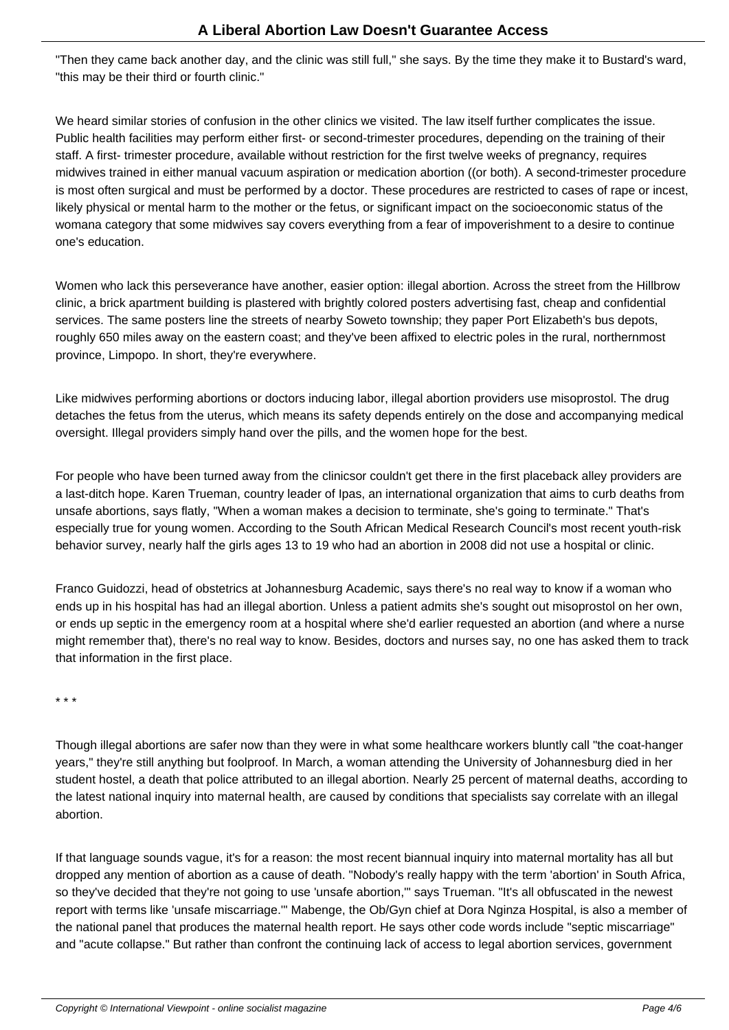"Then they came back another day, and the clinic was still full," she says. By the time they make it to Bustard's ward, "this may be their third or fourth clinic."

We heard similar stories of confusion in the other clinics we visited. The law itself further complicates the issue. Public health facilities may perform either first- or second-trimester procedures, depending on the training of their staff. A first- trimester procedure, available without restriction for the first twelve weeks of pregnancy, requires midwives trained in either manual vacuum aspiration or medication abortion ((or both). A second-trimester procedure is most often surgical and must be performed by a doctor. These procedures are restricted to cases of rape or incest, likely physical or mental harm to the mother or the fetus, or significant impact on the socioeconomic status of the womana category that some midwives say covers everything from a fear of impoverishment to a desire to continue one's education.

Women who lack this perseverance have another, easier option: illegal abortion. Across the street from the Hillbrow clinic, a brick apartment building is plastered with brightly colored posters advertising fast, cheap and confidential services. The same posters line the streets of nearby Soweto township; they paper Port Elizabeth's bus depots, roughly 650 miles away on the eastern coast; and they've been affixed to electric poles in the rural, northernmost province, Limpopo. In short, they're everywhere.

Like midwives performing abortions or doctors inducing labor, illegal abortion providers use misoprostol. The drug detaches the fetus from the uterus, which means its safety depends entirely on the dose and accompanying medical oversight. Illegal providers simply hand over the pills, and the women hope for the best.

For people who have been turned away from the clinicsor couldn't get there in the first placeback alley providers are a last-ditch hope. Karen Trueman, country leader of Ipas, an international organization that aims to curb deaths from unsafe abortions, says flatly, "When a woman makes a decision to terminate, she's going to terminate." That's especially true for young women. According to the South African Medical Research Council's most recent youth-risk behavior survey, nearly half the girls ages 13 to 19 who had an abortion in 2008 did not use a hospital or clinic.

Franco Guidozzi, head of obstetrics at Johannesburg Academic, says there's no real way to know if a woman who ends up in his hospital has had an illegal abortion. Unless a patient admits she's sought out misoprostol on her own, or ends up septic in the emergency room at a hospital where she'd earlier requested an abortion (and where a nurse might remember that), there's no real way to know. Besides, doctors and nurses say, no one has asked them to track that information in the first place.

* * *

Though illegal abortions are safer now than they were in what some healthcare workers bluntly call "the coat-hanger years," they're still anything but foolproof. In March, a woman attending the University of Johannesburg died in her student hostel, a death that police attributed to an illegal abortion. Nearly 25 percent of maternal deaths, according to the latest national inquiry into maternal health, are caused by conditions that specialists say correlate with an illegal abortion.

If that language sounds vague, it's for a reason: the most recent biannual inquiry into maternal mortality has all but dropped any mention of abortion as a cause of death. "Nobody's really happy with the term 'abortion' in South Africa, so they've decided that they're not going to use 'unsafe abortion,'" says Trueman. "It's all obfuscated in the newest report with terms like 'unsafe miscarriage.'" Mabenge, the Ob/Gyn chief at Dora Nginza Hospital, is also a member of the national panel that produces the maternal health report. He says other code words include "septic miscarriage" and "acute collapse." But rather than confront the continuing lack of access to legal abortion services, government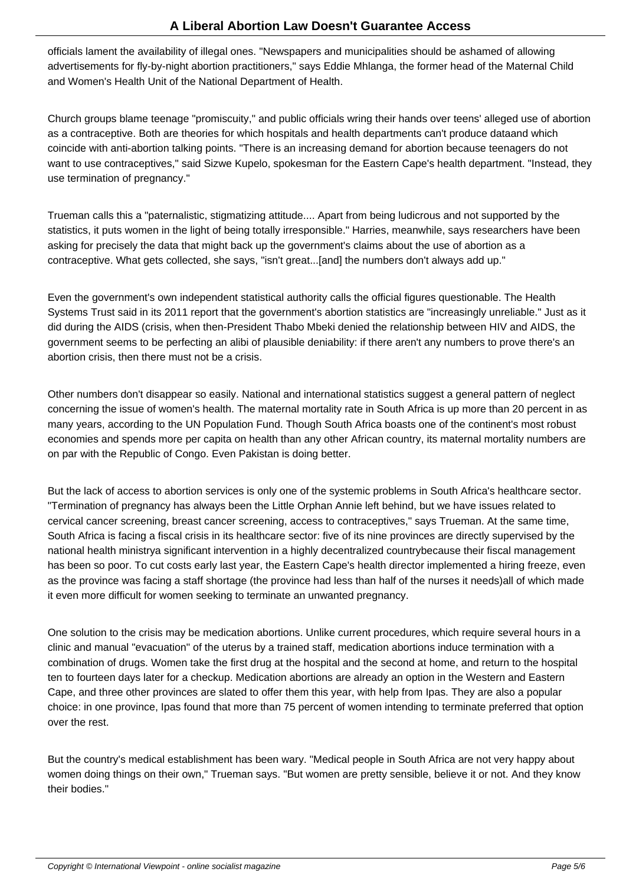officials lament the availability of illegal ones. "Newspapers and municipalities should be ashamed of allowing advertisements for fly-by-night abortion practitioners," says Eddie Mhlanga, the former head of the Maternal Child and Women's Health Unit of the National Department of Health.

Church groups blame teenage "promiscuity," and public officials wring their hands over teens' alleged use of abortion as a contraceptive. Both are theories for which hospitals and health departments can't produce dataand which coincide with anti-abortion talking points. "There is an increasing demand for abortion because teenagers do not want to use contraceptives," said Sizwe Kupelo, spokesman for the Eastern Cape's health department. "Instead, they use termination of pregnancy."

Trueman calls this a "paternalistic, stigmatizing attitude.... Apart from being ludicrous and not supported by the statistics, it puts women in the light of being totally irresponsible." Harries, meanwhile, says researchers have been asking for precisely the data that might back up the government's claims about the use of abortion as a contraceptive. What gets collected, she says, "isn't great...[and] the numbers don't always add up."

Even the government's own independent statistical authority calls the official figures questionable. The Health Systems Trust said in its 2011 report that the government's abortion statistics are "increasingly unreliable." Just as it did during the AIDS (crisis, when then-President Thabo Mbeki denied the relationship between HIV and AIDS, the government seems to be perfecting an alibi of plausible deniability: if there aren't any numbers to prove there's an abortion crisis, then there must not be a crisis.

Other numbers don't disappear so easily. National and international statistics suggest a general pattern of neglect concerning the issue of women's health. The maternal mortality rate in South Africa is up more than 20 percent in as many years, according to the UN Population Fund. Though South Africa boasts one of the continent's most robust economies and spends more per capita on health than any other African country, its maternal mortality numbers are on par with the Republic of Congo. Even Pakistan is doing better.

But the lack of access to abortion services is only one of the systemic problems in South Africa's healthcare sector. "Termination of pregnancy has always been the Little Orphan Annie left behind, but we have issues related to cervical cancer screening, breast cancer screening, access to contraceptives," says Trueman. At the same time, South Africa is facing a fiscal crisis in its healthcare sector: five of its nine provinces are directly supervised by the national health ministrya significant intervention in a highly decentralized countrybecause their fiscal management has been so poor. To cut costs early last year, the Eastern Cape's health director implemented a hiring freeze, even as the province was facing a staff shortage (the province had less than half of the nurses it needs)all of which made it even more difficult for women seeking to terminate an unwanted pregnancy.

One solution to the crisis may be medication abortions. Unlike current procedures, which require several hours in a clinic and manual "evacuation" of the uterus by a trained staff, medication abortions induce termination with a combination of drugs. Women take the first drug at the hospital and the second at home, and return to the hospital ten to fourteen days later for a checkup. Medication abortions are already an option in the Western and Eastern Cape, and three other provinces are slated to offer them this year, with help from Ipas. They are also a popular choice: in one province, Ipas found that more than 75 percent of women intending to terminate preferred that option over the rest.

But the country's medical establishment has been wary. "Medical people in South Africa are not very happy about women doing things on their own," Trueman says. "But women are pretty sensible, believe it or not. And they know their bodies."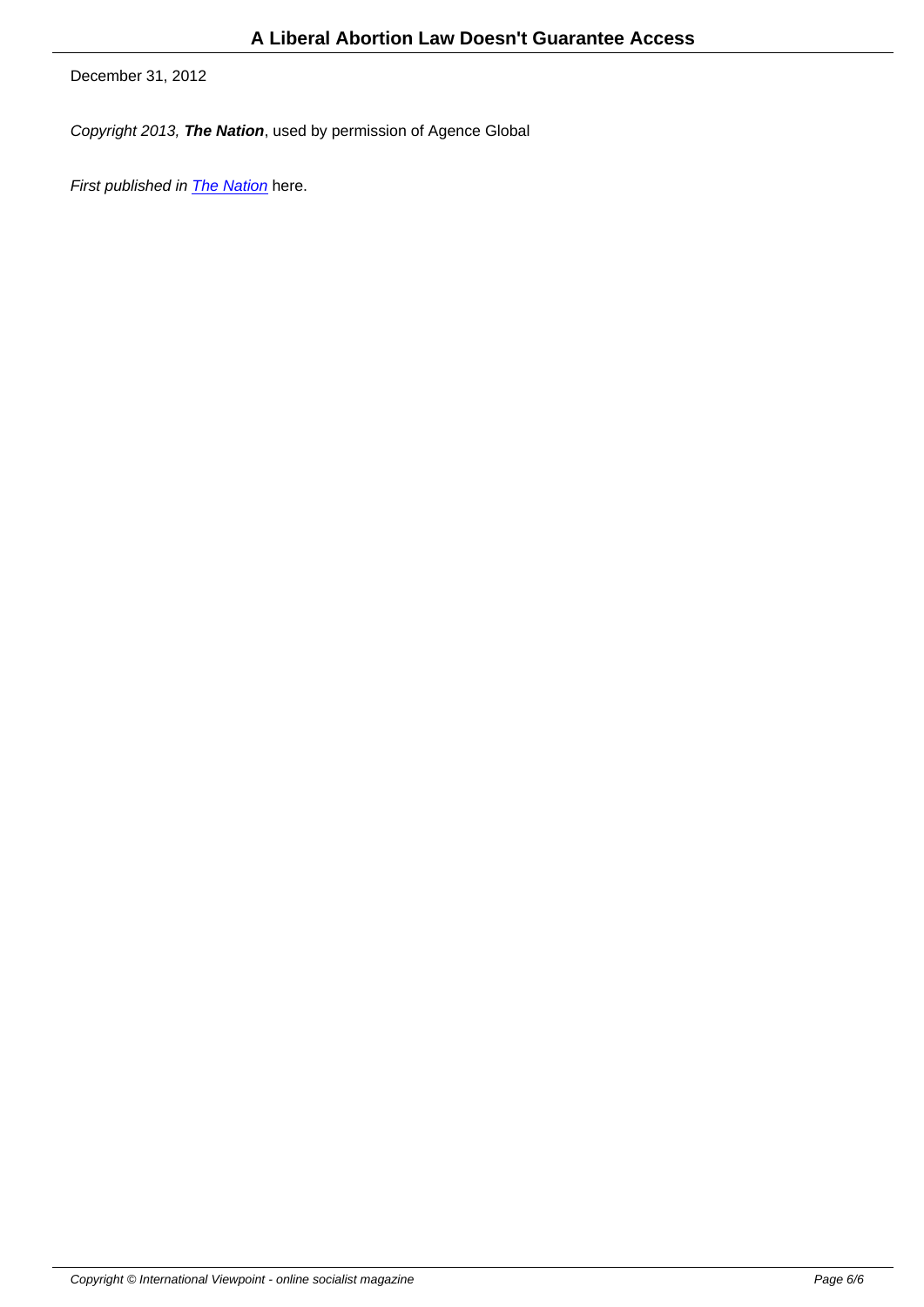December 31, 2012

*Copyright 2013, **The Nation**, used by permission of Agence Global*

*First published in [The Nation](The Nation) here.*